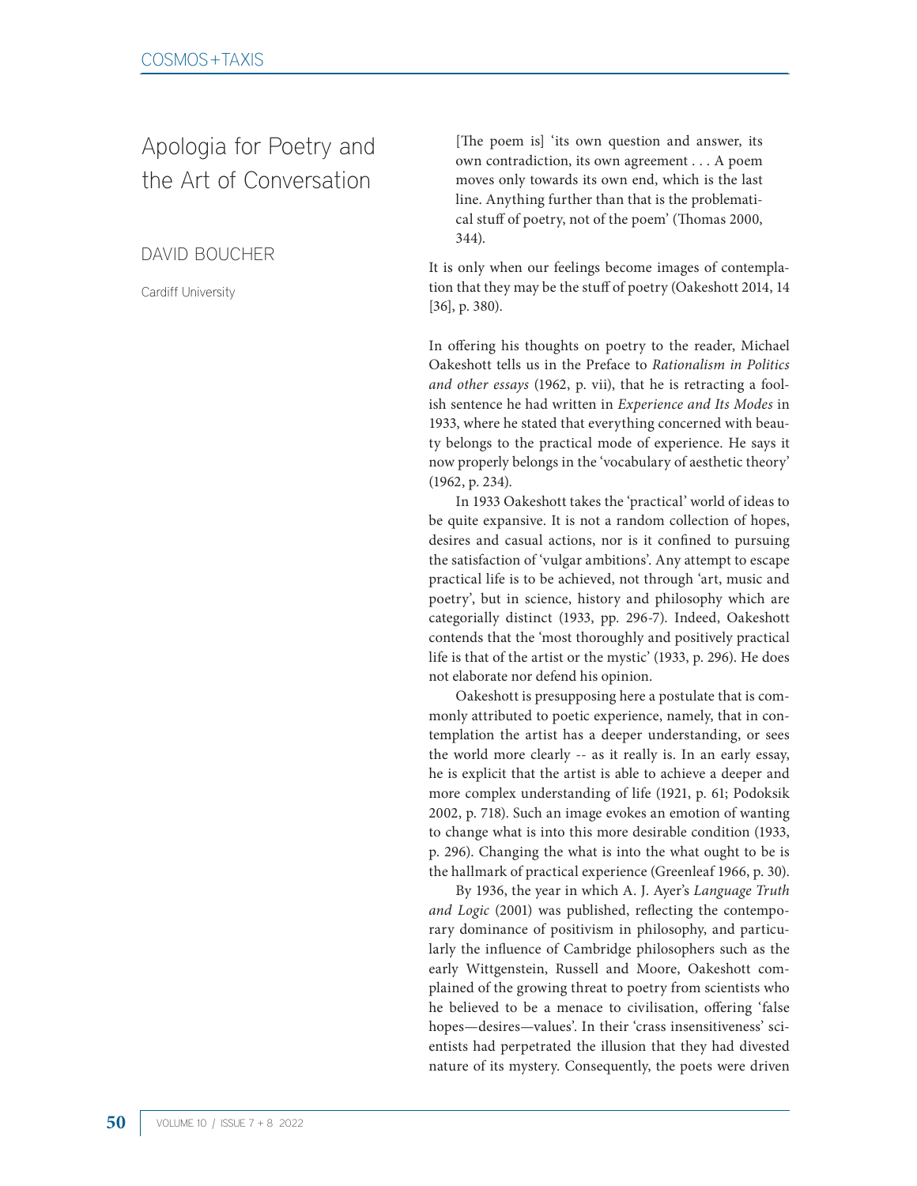# Apologia for Poetry and the Art of Conversation

DAVID BOUCHER

Cardiff University

> [The poem is] 'its own question and answer, its own contradiction, its own agreement . . . A poem moves only towards its own end, which is the last line. Anything further than that is the problematical stuff of poetry, not of the poem' (Thomas 2000, 344).

It is only when our feelings become images of contemplation that they may be the stuff of poetry (Oakeshott 2014, 14 [36], p. 380).

In offering his thoughts on poetry to the reader, Michael Oakeshott tells us in the Preface to *Rationalism in Politics and other essays* (1962, p. vii), that he is retracting a foolish sentence he had written in *Experience and Its Modes* in 1933, where he stated that everything concerned with beauty belongs to the practical mode of experience. He says it now properly belongs in the 'vocabulary of aesthetic theory' (1962, p. 234).

In 1933 Oakeshott takes the 'practical' world of ideas to be quite expansive. It is not a random collection of hopes, desires and casual actions, nor is it confined to pursuing the satisfaction of 'vulgar ambitions'. Any attempt to escape practical life is to be achieved, not through 'art, music and poetry', but in science, history and philosophy which are categorially distinct (1933, pp. 296-7). Indeed, Oakeshott contends that the 'most thoroughly and positively practical life is that of the artist or the mystic' (1933, p. 296). He does not elaborate nor defend his opinion.

Oakeshott is presupposing here a postulate that is commonly attributed to poetic experience, namely, that in contemplation the artist has a deeper understanding, or sees the world more clearly -- as it really is. In an early essay, he is explicit that the artist is able to achieve a deeper and more complex understanding of life (1921, p. 61; Podoksik 2002, p. 718). Such an image evokes an emotion of wanting to change what is into this more desirable condition (1933, p. 296). Changing the what is into the what ought to be is the hallmark of practical experience (Greenleaf 1966, p. 30).

By 1936, the year in which A. J. Ayer's *Language Truth and Logic* (2001) was published, reflecting the contemporary dominance of positivism in philosophy, and particularly the influence of Cambridge philosophers such as the early Wittgenstein, Russell and Moore, Oakeshott complained of the growing threat to poetry from scientists who he believed to be a menace to civilisation, offering 'false hopes—desires—values'. In their 'crass insensitiveness' scientists had perpetrated the illusion that they had divested nature of its mystery. Consequently, the poets were driven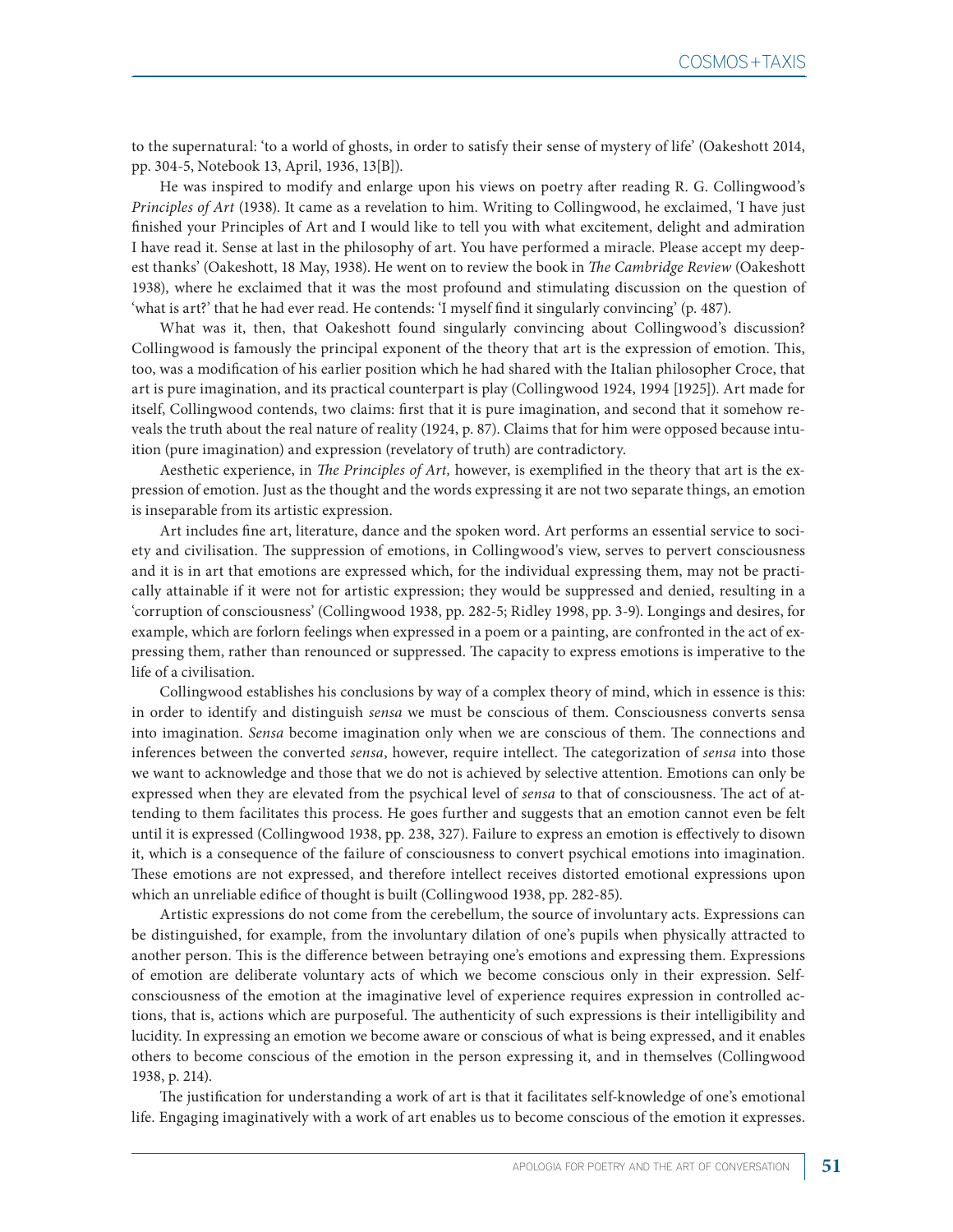to the supernatural: 'to a world of ghosts, in order to satisfy their sense of mystery of life' (Oakeshott 2014, pp. 304-5, Notebook 13, April, 1936, 13[B]).

He was inspired to modify and enlarge upon his views on poetry after reading R. G. Collingwood's *Principles of Art* (1938). It came as a revelation to him. Writing to Collingwood, he exclaimed, 'I have just finished your Principles of Art and I would like to tell you with what excitement, delight and admiration I have read it. Sense at last in the philosophy of art. You have performed a miracle. Please accept my deepest thanks' (Oakeshott, 18 May, 1938). He went on to review the book in *The Cambridge Review* (Oakeshott 1938), where he exclaimed that it was the most profound and stimulating discussion on the question of 'what is art?' that he had ever read. He contends: 'I myself find it singularly convincing' (p. 487).

What was it, then, that Oakeshott found singularly convincing about Collingwood's discussion? Collingwood is famously the principal exponent of the theory that art is the expression of emotion. This, too, was a modification of his earlier position which he had shared with the Italian philosopher Croce, that art is pure imagination, and its practical counterpart is play (Collingwood 1924, 1994 [1925]). Art made for itself, Collingwood contends, two claims: first that it is pure imagination, and second that it somehow reveals the truth about the real nature of reality (1924, p. 87). Claims that for him were opposed because intuition (pure imagination) and expression (revelatory of truth) are contradictory.

Aesthetic experience, in *The Principles of Art,* however, is exemplified in the theory that art is the expression of emotion. Just as the thought and the words expressing it are not two separate things, an emotion is inseparable from its artistic expression.

Art includes fine art, literature, dance and the spoken word. Art performs an essential service to society and civilisation. The suppression of emotions, in Collingwood's view, serves to pervert consciousness and it is in art that emotions are expressed which, for the individual expressing them, may not be practically attainable if it were not for artistic expression; they would be suppressed and denied, resulting in a 'corruption of consciousness' (Collingwood 1938, pp. 282-5; Ridley 1998, pp. 3-9). Longings and desires, for example, which are forlorn feelings when expressed in a poem or a painting, are confronted in the act of expressing them, rather than renounced or suppressed. The capacity to express emotions is imperative to the life of a civilisation.

Collingwood establishes his conclusions by way of a complex theory of mind, which in essence is this: in order to identify and distinguish *sensa* we must be conscious of them. Consciousness converts sensa into imagination. *Sensa* become imagination only when we are conscious of them. The connections and inferences between the converted *sensa*, however, require intellect. The categorization of *sensa* into those we want to acknowledge and those that we do not is achieved by selective attention. Emotions can only be expressed when they are elevated from the psychical level of *sensa* to that of consciousness. The act of attending to them facilitates this process. He goes further and suggests that an emotion cannot even be felt until it is expressed (Collingwood 1938, pp. 238, 327). Failure to express an emotion is effectively to disown it, which is a consequence of the failure of consciousness to convert psychical emotions into imagination. These emotions are not expressed, and therefore intellect receives distorted emotional expressions upon which an unreliable edifice of thought is built (Collingwood 1938, pp. 282-85).

Artistic expressions do not come from the cerebellum, the source of involuntary acts. Expressions can be distinguished, for example, from the involuntary dilation of one's pupils when physically attracted to another person. This is the difference between betraying one's emotions and expressing them. Expressions of emotion are deliberate voluntary acts of which we become conscious only in their expression. Self-consciousness of the emotion at the imaginative level of experience requires expression in controlled actions, that is, actions which are purposeful. The authenticity of such expressions is their intelligibility and lucidity. In expressing an emotion we become aware or conscious of what is being expressed, and it enables others to become conscious of the emotion in the person expressing it, and in themselves (Collingwood 1938, p. 214).

The justification for understanding a work of art is that it facilitates self-knowledge of one's emotional life. Engaging imaginatively with a work of art enables us to become conscious of the emotion it expresses.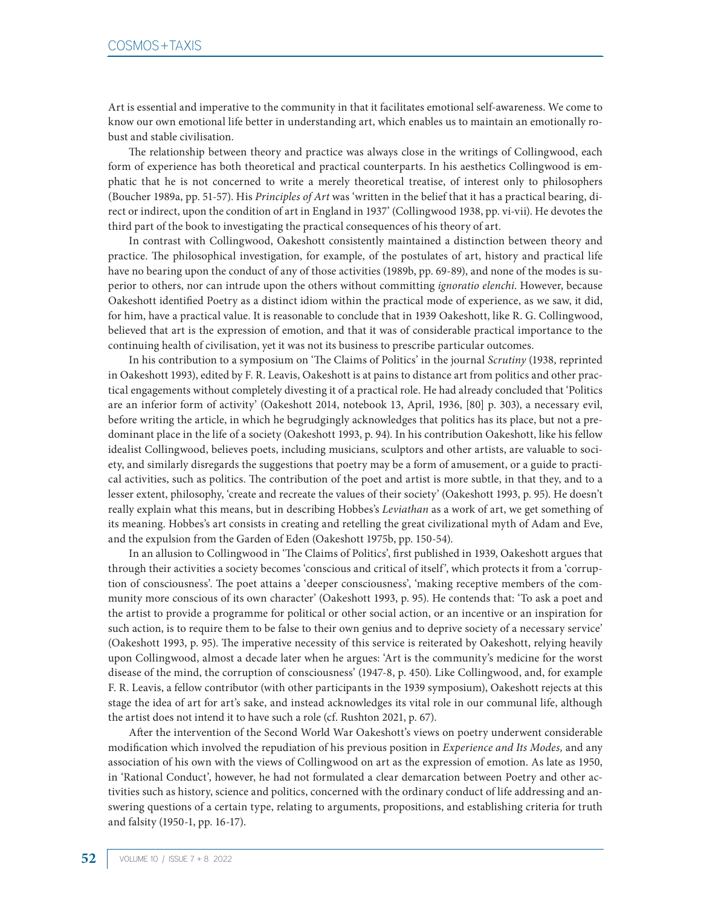Art is essential and imperative to the community in that it facilitates emotional self-awareness. We come to know our own emotional life better in understanding art, which enables us to maintain an emotionally robust and stable civilisation.

The relationship between theory and practice was always close in the writings of Collingwood, each form of experience has both theoretical and practical counterparts. In his aesthetics Collingwood is emphatic that he is not concerned to write a merely theoretical treatise, of interest only to philosophers (Boucher 1989a, pp. 51-57). His *Principles of Art* was 'written in the belief that it has a practical bearing, direct or indirect, upon the condition of art in England in 1937' (Collingwood 1938, pp. vi-vii). He devotes the third part of the book to investigating the practical consequences of his theory of art.

In contrast with Collingwood, Oakeshott consistently maintained a distinction between theory and practice. The philosophical investigation, for example, of the postulates of art, history and practical life have no bearing upon the conduct of any of those activities (1989b, pp. 69-89), and none of the modes is superior to others, nor can intrude upon the others without committing *ignoratio elenchi*. However, because Oakeshott identified Poetry as a distinct idiom within the practical mode of experience, as we saw, it did, for him, have a practical value. It is reasonable to conclude that in 1939 Oakeshott, like R. G. Collingwood, believed that art is the expression of emotion, and that it was of considerable practical importance to the continuing health of civilisation, yet it was not its business to prescribe particular outcomes.

In his contribution to a symposium on 'The Claims of Politics' in the journal *Scrutiny* (1938, reprinted in Oakeshott 1993), edited by F. R. Leavis, Oakeshott is at pains to distance art from politics and other practical engagements without completely divesting it of a practical role. He had already concluded that 'Politics are an inferior form of activity' (Oakeshott 2014, notebook 13, April, 1936, [80] p. 303), a necessary evil, before writing the article, in which he begrudgingly acknowledges that politics has its place, but not a predominant place in the life of a society (Oakeshott 1993, p. 94). In his contribution Oakeshott, like his fellow idealist Collingwood, believes poets, including musicians, sculptors and other artists, are valuable to society, and similarly disregards the suggestions that poetry may be a form of amusement, or a guide to practical activities, such as politics. The contribution of the poet and artist is more subtle, in that they, and to a lesser extent, philosophy, 'create and recreate the values of their society' (Oakeshott 1993, p. 95). He doesn't really explain what this means, but in describing Hobbes's *Leviathan* as a work of art, we get something of its meaning. Hobbes's art consists in creating and retelling the great civilizational myth of Adam and Eve, and the expulsion from the Garden of Eden (Oakeshott 1975b, pp. 150-54).

In an allusion to Collingwood in 'The Claims of Politics', first published in 1939, Oakeshott argues that through their activities a society becomes 'conscious and critical of itself', which protects it from a 'corruption of consciousness'. The poet attains a 'deeper consciousness', 'making receptive members of the community more conscious of its own character' (Oakeshott 1993, p. 95). He contends that: 'To ask a poet and the artist to provide a programme for political or other social action, or an incentive or an inspiration for such action, is to require them to be false to their own genius and to deprive society of a necessary service' (Oakeshott 1993, p. 95). The imperative necessity of this service is reiterated by Oakeshott, relying heavily upon Collingwood, almost a decade later when he argues: 'Art is the community's medicine for the worst disease of the mind, the corruption of consciousness' (1947-8, p. 450). Like Collingwood, and, for example F. R. Leavis, a fellow contributor (with other participants in the 1939 symposium), Oakeshott rejects at this stage the idea of art for art's sake, and instead acknowledges its vital role in our communal life, although the artist does not intend it to have such a role (cf. Rushton 2021, p. 67).

After the intervention of the Second World War Oakeshott's views on poetry underwent considerable modification which involved the repudiation of his previous position in *Experience and Its Modes,* and any association of his own with the views of Collingwood on art as the expression of emotion. As late as 1950, in 'Rational Conduct', however, he had not formulated a clear demarcation between Poetry and other activities such as history, science and politics, concerned with the ordinary conduct of life addressing and answering questions of a certain type, relating to arguments, propositions, and establishing criteria for truth and falsity (1950-1, pp. 16-17).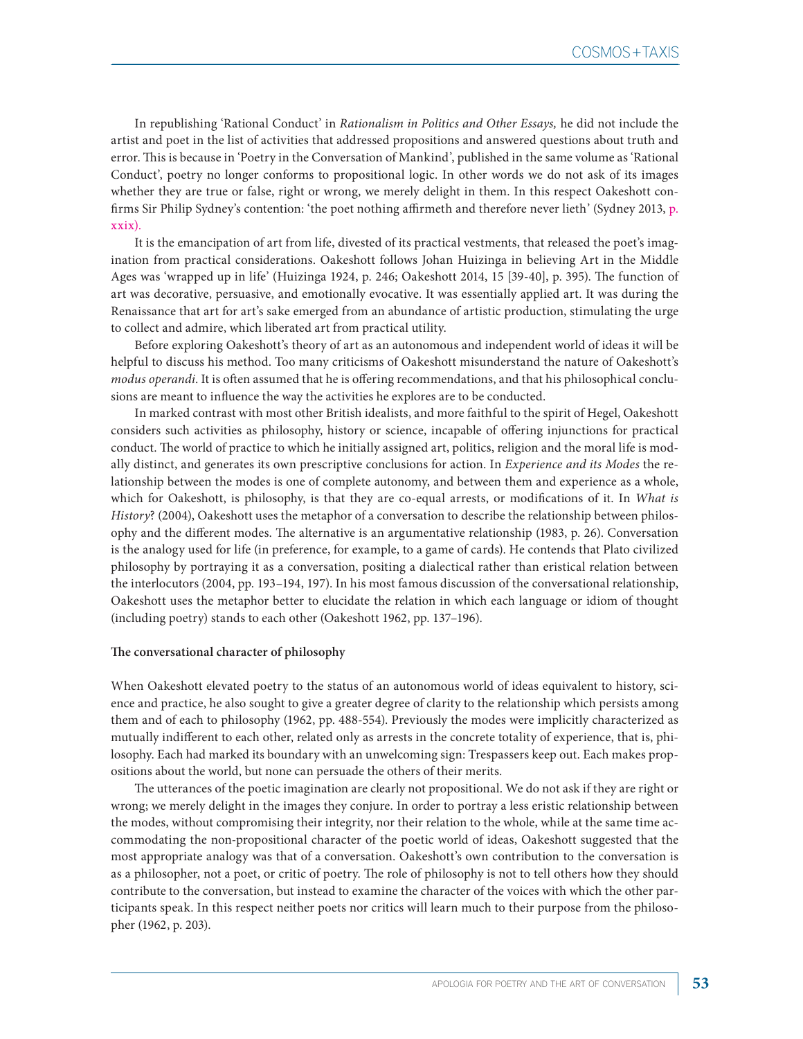In republishing 'Rational Conduct' in *Rationalism in Politics and Other Essays,* he did not include the artist and poet in the list of activities that addressed propositions and answered questions about truth and error. This is because in 'Poetry in the Conversation of Mankind', published in the same volume as 'Rational Conduct', poetry no longer conforms to propositional logic. In other words we do not ask of its images whether they are true or false, right or wrong, we merely delight in them. In this respect Oakeshott confirms Sir Philip Sydney's contention: 'the poet nothing affirmeth and therefore never lieth' (Sydney 2013, p. xxix).

It is the emancipation of art from life, divested of its practical vestments, that released the poet's imagination from practical considerations. Oakeshott follows Johan Huizinga in believing Art in the Middle Ages was 'wrapped up in life' (Huizinga 1924, p. 246; Oakeshott 2014, 15 [39-40], p. 395). The function of art was decorative, persuasive, and emotionally evocative. It was essentially applied art. It was during the Renaissance that art for art's sake emerged from an abundance of artistic production, stimulating the urge to collect and admire, which liberated art from practical utility.

Before exploring Oakeshott's theory of art as an autonomous and independent world of ideas it will be helpful to discuss his method. Too many criticisms of Oakeshott misunderstand the nature of Oakeshott's *modus operandi*. It is often assumed that he is offering recommendations, and that his philosophical conclusions are meant to influence the way the activities he explores are to be conducted.

In marked contrast with most other British idealists, and more faithful to the spirit of Hegel, Oakeshott considers such activities as philosophy, history or science, incapable of offering injunctions for practical conduct. The world of practice to which he initially assigned art, politics, religion and the moral life is modally distinct, and generates its own prescriptive conclusions for action. In *Experience and its Modes* the relationship between the modes is one of complete autonomy, and between them and experience as a whole, which for Oakeshott, is philosophy, is that they are co-equal arrests, or modifications of it. In *What is History*? (2004), Oakeshott uses the metaphor of a conversation to describe the relationship between philosophy and the different modes. The alternative is an argumentative relationship (1983, p. 26). Conversation is the analogy used for life (in preference, for example, to a game of cards). He contends that Plato civilized philosophy by portraying it as a conversation, positing a dialectical rather than eristical relation between the interlocutors (2004, pp. 193–194, 197). In his most famous discussion of the conversational relationship, Oakeshott uses the metaphor better to elucidate the relation in which each language or idiom of thought (including poetry) stands to each other (Oakeshott 1962, pp. 137–196).

### The conversational character of philosophy

When Oakeshott elevated poetry to the status of an autonomous world of ideas equivalent to history, science and practice, he also sought to give a greater degree of clarity to the relationship which persists among them and of each to philosophy (1962, pp. 488-554). Previously the modes were implicitly characterized as mutually indifferent to each other, related only as arrests in the concrete totality of experience, that is, philosophy. Each had marked its boundary with an unwelcoming sign: Trespassers keep out. Each makes propositions about the world, but none can persuade the others of their merits.

The utterances of the poetic imagination are clearly not propositional. We do not ask if they are right or wrong; we merely delight in the images they conjure. In order to portray a less eristic relationship between the modes, without compromising their integrity, nor their relation to the whole, while at the same time accommodating the non-propositional character of the poetic world of ideas, Oakeshott suggested that the most appropriate analogy was that of a conversation. Oakeshott's own contribution to the conversation is as a philosopher, not a poet, or critic of poetry. The role of philosophy is not to tell others how they should contribute to the conversation, but instead to examine the character of the voices with which the other participants speak. In this respect neither poets nor critics will learn much to their purpose from the philosopher (1962, p. 203).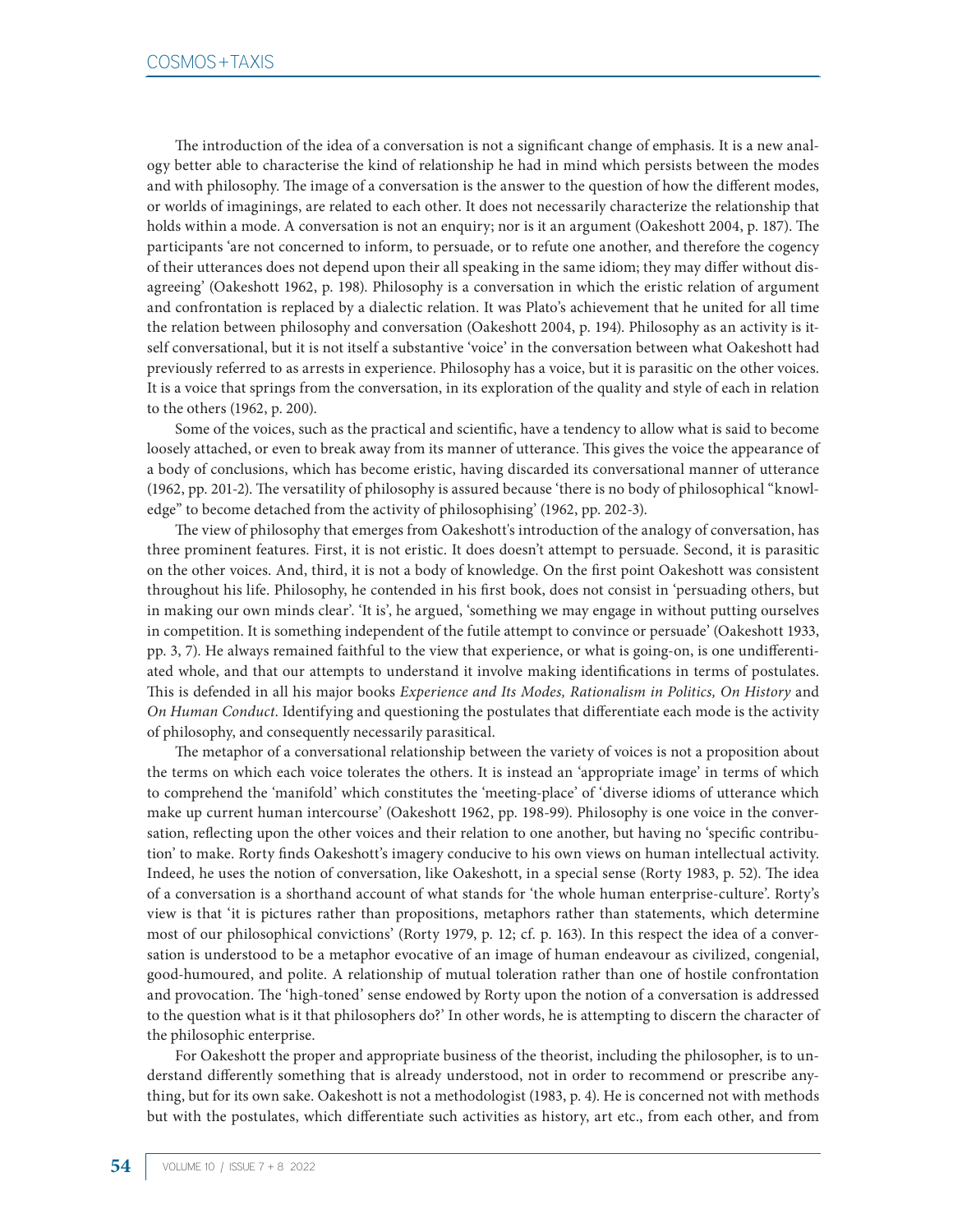The introduction of the idea of a conversation is not a significant change of emphasis. It is a new analogy better able to characterise the kind of relationship he had in mind which persists between the modes and with philosophy. The image of a conversation is the answer to the question of how the different modes, or worlds of imaginings, are related to each other. It does not necessarily characterize the relationship that holds within a mode. A conversation is not an enquiry; nor is it an argument (Oakeshott 2004, p. 187). The participants 'are not concerned to inform, to persuade, or to refute one another, and therefore the cogency of their utterances does not depend upon their all speaking in the same idiom; they may differ without disagreeing' (Oakeshott 1962, p. 198). Philosophy is a conversation in which the eristic relation of argument and confrontation is replaced by a dialectic relation. It was Plato's achievement that he united for all time the relation between philosophy and conversation (Oakeshott 2004, p. 194). Philosophy as an activity is itself conversational, but it is not itself a substantive 'voice' in the conversation between what Oakeshott had previously referred to as arrests in experience. Philosophy has a voice, but it is parasitic on the other voices. It is a voice that springs from the conversation, in its exploration of the quality and style of each in relation to the others (1962, p. 200).

Some of the voices, such as the practical and scientific, have a tendency to allow what is said to become loosely attached, or even to break away from its manner of utterance. This gives the voice the appearance of a body of conclusions, which has become eristic, having discarded its conversational manner of utterance (1962, pp. 201-2). The versatility of philosophy is assured because 'there is no body of philosophical "knowledge" to become detached from the activity of philosophising' (1962, pp. 202-3).

The view of philosophy that emerges from Oakeshott's introduction of the analogy of conversation, has three prominent features. First, it is not eristic. It does doesn't attempt to persuade. Second, it is parasitic on the other voices. And, third, it is not a body of knowledge. On the first point Oakeshott was consistent throughout his life. Philosophy, he contended in his first book, does not consist in 'persuading others, but in making our own minds clear'. 'It is', he argued, 'something we may engage in without putting ourselves in competition. It is something independent of the futile attempt to convince or persuade' (Oakeshott 1933, pp. 3, 7). He always remained faithful to the view that experience, or what is going-on, is one undifferentiated whole, and that our attempts to understand it involve making identifications in terms of postulates. This is defended in all his major books *Experience and Its Modes, Rationalism in Politics, On History* and *On Human Conduct*. Identifying and questioning the postulates that differentiate each mode is the activity of philosophy, and consequently necessarily parasitical.

The metaphor of a conversational relationship between the variety of voices is not a proposition about the terms on which each voice tolerates the others. It is instead an 'appropriate image' in terms of which to comprehend the 'manifold' which constitutes the 'meeting-place' of 'diverse idioms of utterance which make up current human intercourse' (Oakeshott 1962, pp. 198-99). Philosophy is one voice in the conversation, reflecting upon the other voices and their relation to one another, but having no 'specific contribution' to make. Rorty finds Oakeshott's imagery conducive to his own views on human intellectual activity. Indeed, he uses the notion of conversation, like Oakeshott, in a special sense (Rorty 1983, p. 52). The idea of a conversation is a shorthand account of what stands for 'the whole human enterprise-culture'. Rorty's view is that 'it is pictures rather than propositions, metaphors rather than statements, which determine most of our philosophical convictions' (Rorty 1979, p. 12; cf. p. 163). In this respect the idea of a conversation is understood to be a metaphor evocative of an image of human endeavour as civilized, congenial, good-humoured, and polite. A relationship of mutual toleration rather than one of hostile confrontation and provocation. The 'high-toned' sense endowed by Rorty upon the notion of a conversation is addressed to the question what is it that philosophers do?' In other words, he is attempting to discern the character of the philosophic enterprise.

For Oakeshott the proper and appropriate business of the theorist, including the philosopher, is to understand differently something that is already understood, not in order to recommend or prescribe anything, but for its own sake. Oakeshott is not a methodologist (1983, p. 4). He is concerned not with methods but with the postulates, which differentiate such activities as history, art etc., from each other, and from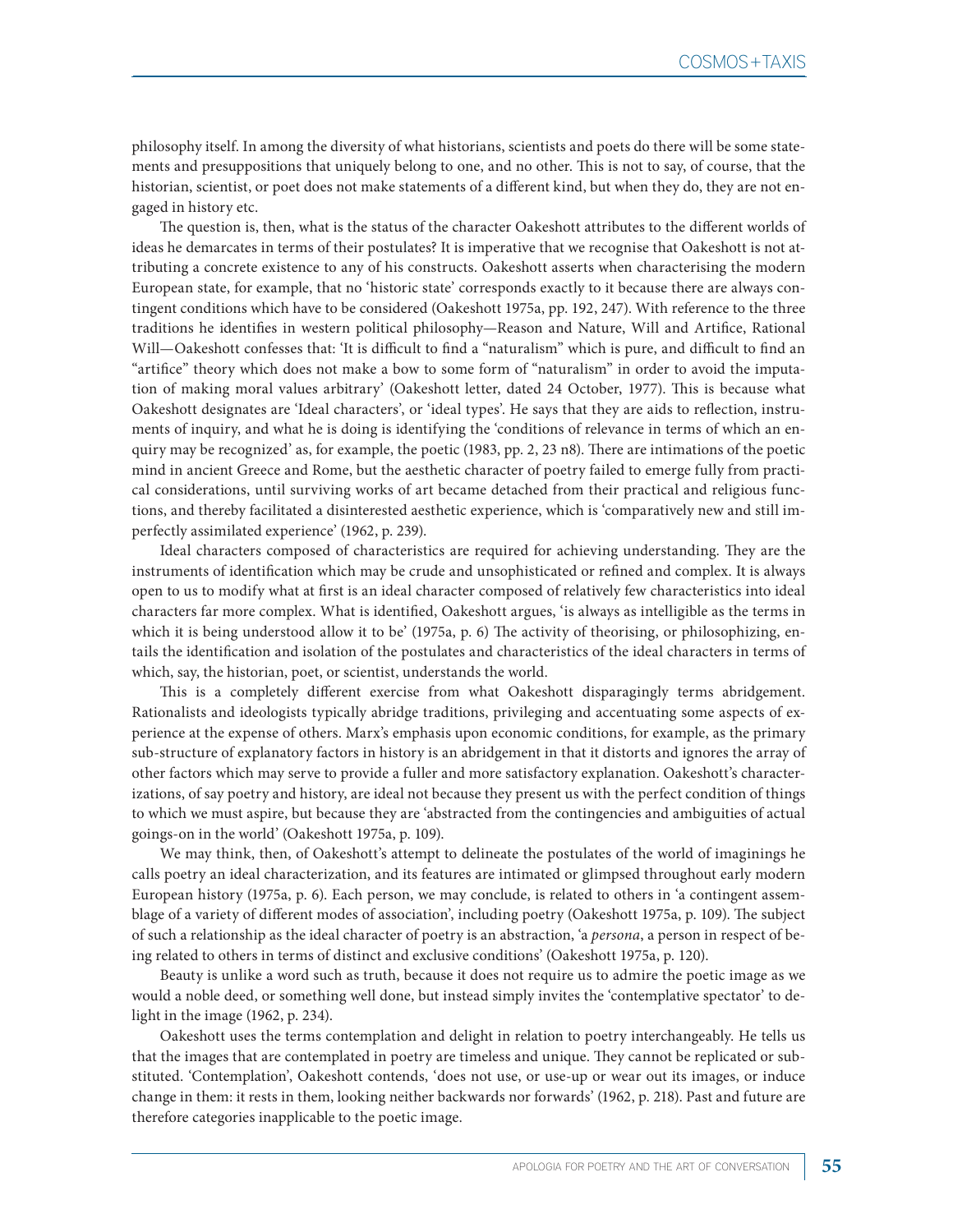philosophy itself. In among the diversity of what historians, scientists and poets do there will be some statements and presuppositions that uniquely belong to one, and no other. This is not to say, of course, that the historian, scientist, or poet does not make statements of a different kind, but when they do, they are not engaged in history etc.

The question is, then, what is the status of the character Oakeshott attributes to the different worlds of ideas he demarcates in terms of their postulates? It is imperative that we recognise that Oakeshott is not attributing a concrete existence to any of his constructs. Oakeshott asserts when characterising the modern European state, for example, that no 'historic state' corresponds exactly to it because there are always contingent conditions which have to be considered (Oakeshott 1975a, pp. 192, 247). With reference to the three traditions he identifies in western political philosophy—Reason and Nature, Will and Artifice, Rational Will—Oakeshott confesses that: 'It is difficult to find a "naturalism" which is pure, and difficult to find an "artifice" theory which does not make a bow to some form of "naturalism" in order to avoid the imputation of making moral values arbitrary' (Oakeshott letter, dated 24 October, 1977). This is because what Oakeshott designates are 'Ideal characters', or 'ideal types'. He says that they are aids to reflection, instruments of inquiry, and what he is doing is identifying the 'conditions of relevance in terms of which an enquiry may be recognized' as, for example, the poetic (1983, pp. 2, 23 n8). There are intimations of the poetic mind in ancient Greece and Rome, but the aesthetic character of poetry failed to emerge fully from practical considerations, until surviving works of art became detached from their practical and religious functions, and thereby facilitated a disinterested aesthetic experience, which is 'comparatively new and still imperfectly assimilated experience' (1962, p. 239).

Ideal characters composed of characteristics are required for achieving understanding. They are the instruments of identification which may be crude and unsophisticated or refined and complex. It is always open to us to modify what at first is an ideal character composed of relatively few characteristics into ideal characters far more complex. What is identified, Oakeshott argues, 'is always as intelligible as the terms in which it is being understood allow it to be' (1975a, p. 6) The activity of theorising, or philosophizing, entails the identification and isolation of the postulates and characteristics of the ideal characters in terms of which, say, the historian, poet, or scientist, understands the world.

This is a completely different exercise from what Oakeshott disparagingly terms abridgement. Rationalists and ideologists typically abridge traditions, privileging and accentuating some aspects of experience at the expense of others. Marx's emphasis upon economic conditions, for example, as the primary sub-structure of explanatory factors in history is an abridgement in that it distorts and ignores the array of other factors which may serve to provide a fuller and more satisfactory explanation. Oakeshott's characterizations, of say poetry and history, are ideal not because they present us with the perfect condition of things to which we must aspire, but because they are 'abstracted from the contingencies and ambiguities of actual goings-on in the world' (Oakeshott 1975a, p. 109).

We may think, then, of Oakeshott's attempt to delineate the postulates of the world of imaginings he calls poetry an ideal characterization, and its features are intimated or glimpsed throughout early modern European history (1975a, p. 6). Each person, we may conclude, is related to others in 'a contingent assemblage of a variety of different modes of association', including poetry (Oakeshott 1975a, p. 109). The subject of such a relationship as the ideal character of poetry is an abstraction, 'a *persona*, a person in respect of being related to others in terms of distinct and exclusive conditions' (Oakeshott 1975a, p. 120).

Beauty is unlike a word such as truth, because it does not require us to admire the poetic image as we would a noble deed, or something well done, but instead simply invites the 'contemplative spectator' to delight in the image (1962, p. 234).

Oakeshott uses the terms contemplation and delight in relation to poetry interchangeably. He tells us that the images that are contemplated in poetry are timeless and unique. They cannot be replicated or substituted. 'Contemplation', Oakeshott contends, 'does not use, or use-up or wear out its images, or induce change in them: it rests in them, looking neither backwards nor forwards' (1962, p. 218). Past and future are therefore categories inapplicable to the poetic image.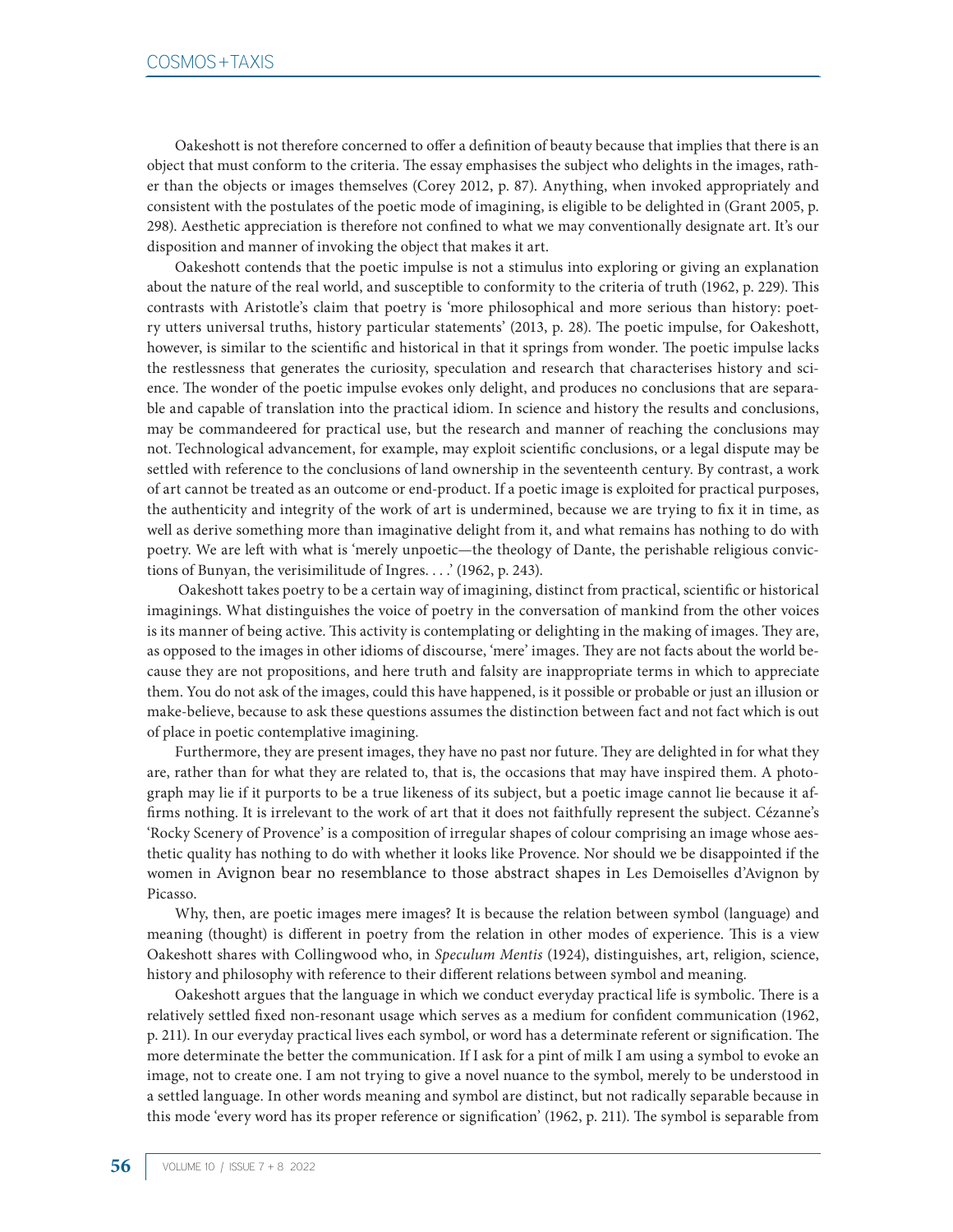Oakeshott is not therefore concerned to offer a definition of beauty because that implies that there is an object that must conform to the criteria. The essay emphasises the subject who delights in the images, rather than the objects or images themselves (Corey 2012, p. 87). Anything, when invoked appropriately and consistent with the postulates of the poetic mode of imagining, is eligible to be delighted in (Grant 2005, p. 298). Aesthetic appreciation is therefore not confined to what we may conventionally designate art. It's our disposition and manner of invoking the object that makes it art.

Oakeshott contends that the poetic impulse is not a stimulus into exploring or giving an explanation about the nature of the real world, and susceptible to conformity to the criteria of truth (1962, p. 229). This contrasts with Aristotle's claim that poetry is 'more philosophical and more serious than history: poetry utters universal truths, history particular statements' (2013, p. 28). The poetic impulse, for Oakeshott, however, is similar to the scientific and historical in that it springs from wonder. The poetic impulse lacks the restlessness that generates the curiosity, speculation and research that characterises history and science. The wonder of the poetic impulse evokes only delight, and produces no conclusions that are separable and capable of translation into the practical idiom. In science and history the results and conclusions, may be commandeered for practical use, but the research and manner of reaching the conclusions may not. Technological advancement, for example, may exploit scientific conclusions, or a legal dispute may be settled with reference to the conclusions of land ownership in the seventeenth century. By contrast, a work of art cannot be treated as an outcome or end-product. If a poetic image is exploited for practical purposes, the authenticity and integrity of the work of art is undermined, because we are trying to fix it in time, as well as derive something more than imaginative delight from it, and what remains has nothing to do with poetry. We are left with what is 'merely unpoetic—the theology of Dante, the perishable religious convictions of Bunyan, the verisimilitude of Ingres. . . .' (1962, p. 243).

Oakeshott takes poetry to be a certain way of imagining, distinct from practical, scientific or historical imaginings. What distinguishes the voice of poetry in the conversation of mankind from the other voices is its manner of being active. This activity is contemplating or delighting in the making of images. They are, as opposed to the images in other idioms of discourse, 'mere' images. They are not facts about the world because they are not propositions, and here truth and falsity are inappropriate terms in which to appreciate them. You do not ask of the images, could this have happened, is it possible or probable or just an illusion or make-believe, because to ask these questions assumes the distinction between fact and not fact which is out of place in poetic contemplative imagining.

Furthermore, they are present images, they have no past nor future. They are delighted in for what they are, rather than for what they are related to, that is, the occasions that may have inspired them. A photograph may lie if it purports to be a true likeness of its subject, but a poetic image cannot lie because it affirms nothing. It is irrelevant to the work of art that it does not faithfully represent the subject. Cézanne's 'Rocky Scenery of Provence' is a composition of irregular shapes of colour comprising an image whose aesthetic quality has nothing to do with whether it looks like Provence. Nor should we be disappointed if the women in Avignon bear no resemblance to those abstract shapes in Les Demoiselles d'Avignon by Picasso.

Why, then, are poetic images mere images? It is because the relation between symbol (language) and meaning (thought) is different in poetry from the relation in other modes of experience. This is a view Oakeshott shares with Collingwood who, in *Speculum Mentis* (1924), distinguishes, art, religion, science, history and philosophy with reference to their different relations between symbol and meaning.

Oakeshott argues that the language in which we conduct everyday practical life is symbolic. There is a relatively settled fixed non-resonant usage which serves as a medium for confident communication (1962, p. 211). In our everyday practical lives each symbol, or word has a determinate referent or signification. The more determinate the better the communication. If I ask for a pint of milk I am using a symbol to evoke an image, not to create one. I am not trying to give a novel nuance to the symbol, merely to be understood in a settled language. In other words meaning and symbol are distinct, but not radically separable because in this mode 'every word has its proper reference or signification' (1962, p. 211). The symbol is separable from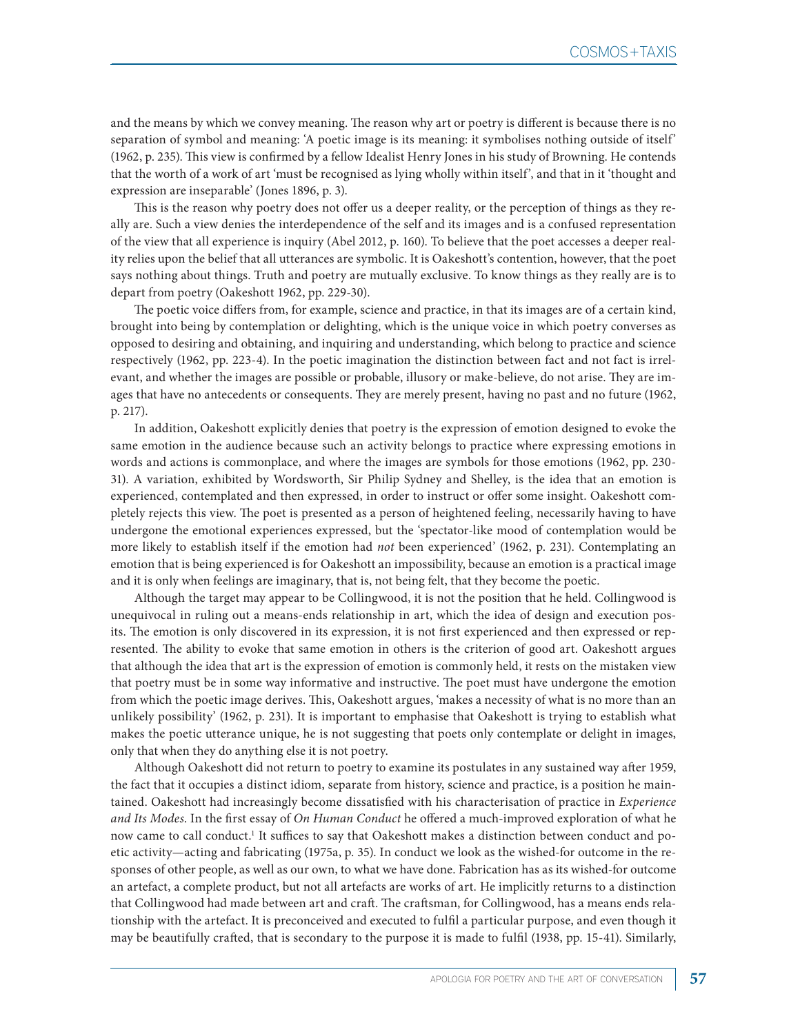and the means by which we convey meaning. The reason why art or poetry is different is because there is no separation of symbol and meaning: 'A poetic image is its meaning: it symbolises nothing outside of itself' (1962, p. 235). This view is confirmed by a fellow Idealist Henry Jones in his study of Browning. He contends that the worth of a work of art 'must be recognised as lying wholly within itself', and that in it 'thought and expression are inseparable' (Jones 1896, p. 3).

This is the reason why poetry does not offer us a deeper reality, or the perception of things as they really are. Such a view denies the interdependence of the self and its images and is a confused representation of the view that all experience is inquiry (Abel 2012, p. 160). To believe that the poet accesses a deeper reality relies upon the belief that all utterances are symbolic. It is Oakeshott's contention, however, that the poet says nothing about things. Truth and poetry are mutually exclusive. To know things as they really are is to depart from poetry (Oakeshott 1962, pp. 229-30).

The poetic voice differs from, for example, science and practice, in that its images are of a certain kind, brought into being by contemplation or delighting, which is the unique voice in which poetry converses as opposed to desiring and obtaining, and inquiring and understanding, which belong to practice and science respectively (1962, pp. 223-4). In the poetic imagination the distinction between fact and not fact is irrelevant, and whether the images are possible or probable, illusory or make-believe, do not arise. They are images that have no antecedents or consequents. They are merely present, having no past and no future (1962, p. 217).

In addition, Oakeshott explicitly denies that poetry is the expression of emotion designed to evoke the same emotion in the audience because such an activity belongs to practice where expressing emotions in words and actions is commonplace, and where the images are symbols for those emotions (1962, pp. 230-31). A variation, exhibited by Wordsworth, Sir Philip Sydney and Shelley, is the idea that an emotion is experienced, contemplated and then expressed, in order to instruct or offer some insight. Oakeshott completely rejects this view. The poet is presented as a person of heightened feeling, necessarily having to have undergone the emotional experiences expressed, but the 'spectator-like mood of contemplation would be more likely to establish itself if the emotion had *not* been experienced' (1962, p. 231). Contemplating an emotion that is being experienced is for Oakeshott an impossibility, because an emotion is a practical image and it is only when feelings are imaginary, that is, not being felt, that they become the poetic.

Although the target may appear to be Collingwood, it is not the position that he held. Collingwood is unequivocal in ruling out a means-ends relationship in art, which the idea of design and execution posits. The emotion is only discovered in its expression, it is not first experienced and then expressed or represented. The ability to evoke that same emotion in others is the criterion of good art. Oakeshott argues that although the idea that art is the expression of emotion is commonly held, it rests on the mistaken view that poetry must be in some way informative and instructive. The poet must have undergone the emotion from which the poetic image derives. This, Oakeshott argues, 'makes a necessity of what is no more than an unlikely possibility' (1962, p. 231). It is important to emphasise that Oakeshott is trying to establish what makes the poetic utterance unique, he is not suggesting that poets only contemplate or delight in images, only that when they do anything else it is not poetry.

Although Oakeshott did not return to poetry to examine its postulates in any sustained way after 1959, the fact that it occupies a distinct idiom, separate from history, science and practice, is a position he maintained. Oakeshott had increasingly become dissatisfied with his characterisation of practice in *Experience and Its Modes*. In the first essay of *On Human Conduct* he offered a much-improved exploration of what he now came to call conduct.[1] It suffices to say that Oakeshott makes a distinction between conduct and poetic activity—acting and fabricating (1975a, p. 35). In conduct we look as the wished-for outcome in the responses of other people, as well as our own, to what we have done. Fabrication has as its wished-for outcome an artefact, a complete product, but not all artefacts are works of art. He implicitly returns to a distinction that Collingwood had made between art and craft. The craftsman, for Collingwood, has a means ends relationship with the artefact. It is preconceived and executed to fulfil a particular purpose, and even though it may be beautifully crafted, that is secondary to the purpose it is made to fulfil (1938, pp. 15-41). Similarly,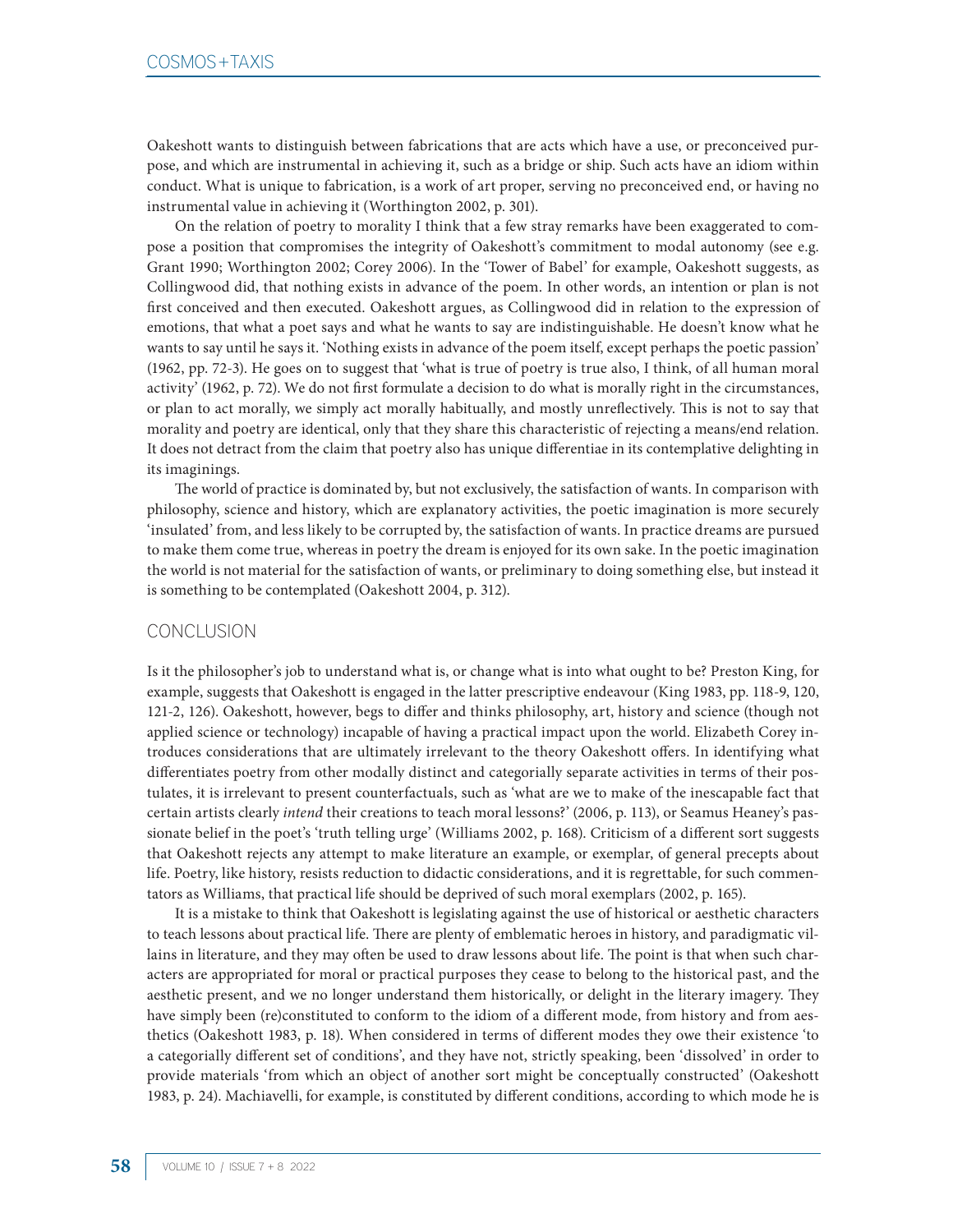Oakeshott wants to distinguish between fabrications that are acts which have a use, or preconceived purpose, and which are instrumental in achieving it, such as a bridge or ship. Such acts have an idiom within conduct. What is unique to fabrication, is a work of art proper, serving no preconceived end, or having no instrumental value in achieving it (Worthington 2002, p. 301).

On the relation of poetry to morality I think that a few stray remarks have been exaggerated to compose a position that compromises the integrity of Oakeshott's commitment to modal autonomy (see e.g. Grant 1990; Worthington 2002; Corey 2006). In the 'Tower of Babel' for example, Oakeshott suggests, as Collingwood did, that nothing exists in advance of the poem. In other words, an intention or plan is not first conceived and then executed. Oakeshott argues, as Collingwood did in relation to the expression of emotions, that what a poet says and what he wants to say are indistinguishable. He doesn't know what he wants to say until he says it. 'Nothing exists in advance of the poem itself, except perhaps the poetic passion' (1962, pp. 72-3). He goes on to suggest that 'what is true of poetry is true also, I think, of all human moral activity' (1962, p. 72). We do not first formulate a decision to do what is morally right in the circumstances, or plan to act morally, we simply act morally habitually, and mostly unreflectively. This is not to say that morality and poetry are identical, only that they share this characteristic of rejecting a means/end relation. It does not detract from the claim that poetry also has unique differentiae in its contemplative delighting in its imaginings.

The world of practice is dominated by, but not exclusively, the satisfaction of wants. In comparison with philosophy, science and history, which are explanatory activities, the poetic imagination is more securely 'insulated' from, and less likely to be corrupted by, the satisfaction of wants. In practice dreams are pursued to make them come true, whereas in poetry the dream is enjoyed for its own sake. In the poetic imagination the world is not material for the satisfaction of wants, or preliminary to doing something else, but instead it is something to be contemplated (Oakeshott 2004, p. 312).

## CONCLUSION

Is it the philosopher's job to understand what is, or change what is into what ought to be? Preston King, for example, suggests that Oakeshott is engaged in the latter prescriptive endeavour (King 1983, pp. 118-9, 120, 121-2, 126). Oakeshott, however, begs to differ and thinks philosophy, art, history and science (though not applied science or technology) incapable of having a practical impact upon the world. Elizabeth Corey introduces considerations that are ultimately irrelevant to the theory Oakeshott offers. In identifying what differentiates poetry from other modally distinct and categorially separate activities in terms of their postulates, it is irrelevant to present counterfactuals, such as 'what are we to make of the inescapable fact that certain artists clearly *intend* their creations to teach moral lessons?' (2006, p. 113), or Seamus Heaney's passionate belief in the poet's 'truth telling urge' (Williams 2002, p. 168). Criticism of a different sort suggests that Oakeshott rejects any attempt to make literature an example, or exemplar, of general precepts about life. Poetry, like history, resists reduction to didactic considerations, and it is regrettable, for such commentators as Williams, that practical life should be deprived of such moral exemplars (2002, p. 165).

It is a mistake to think that Oakeshott is legislating against the use of historical or aesthetic characters to teach lessons about practical life. There are plenty of emblematic heroes in history, and paradigmatic villains in literature, and they may often be used to draw lessons about life. The point is that when such characters are appropriated for moral or practical purposes they cease to belong to the historical past, and the aesthetic present, and we no longer understand them historically, or delight in the literary imagery. They have simply been (re)constituted to conform to the idiom of a different mode, from history and from aesthetics (Oakeshott 1983, p. 18). When considered in terms of different modes they owe their existence 'to a categorially different set of conditions', and they have not, strictly speaking, been 'dissolved' in order to provide materials 'from which an object of another sort might be conceptually constructed' (Oakeshott 1983, p. 24). Machiavelli, for example, is constituted by different conditions, according to which mode he is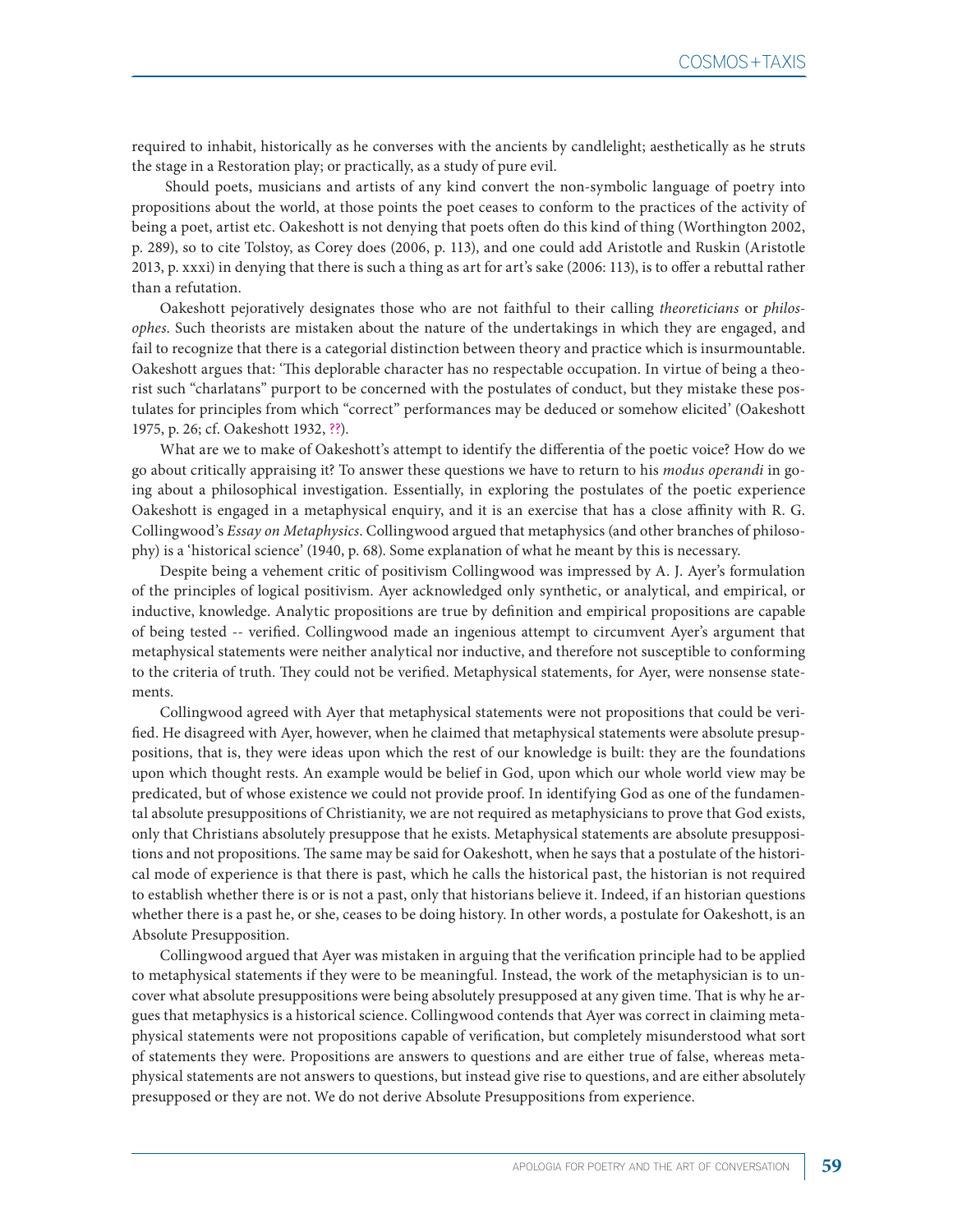required to inhabit, historically as he converses with the ancients by candlelight; aesthetically as he struts the stage in a Restoration play; or practically, as a study of pure evil.

Should poets, musicians and artists of any kind convert the non-symbolic language of poetry into propositions about the world, at those points the poet ceases to conform to the practices of the activity of being a poet, artist etc. Oakeshott is not denying that poets often do this kind of thing (Worthington 2002, p. 289), so to cite Tolstoy, as Corey does (2006, p. 113), and one could add Aristotle and Ruskin (Aristotle 2013, p. xxxi) in denying that there is such a thing as art for art's sake (2006: 113), is to offer a rebuttal rather than a refutation.

Oakeshott pejoratively designates those who are not faithful to their calling *theoreticians* or *philosophes*. Such theorists are mistaken about the nature of the undertakings in which they are engaged, and fail to recognize that there is a categorial distinction between theory and practice which is insurmountable. Oakeshott argues that: 'This deplorable character has no respectable occupation. In virtue of being a theorist such "charlatans" purport to be concerned with the postulates of conduct, but they mistake these postulates for principles from which "correct" performances may be deduced or somehow elicited' (Oakeshott 1975, p. 26; cf. Oakeshott 1932, ??).

What are we to make of Oakeshott's attempt to identify the differentia of the poetic voice? How do we go about critically appraising it? To answer these questions we have to return to his *modus operandi* in going about a philosophical investigation. Essentially, in exploring the postulates of the poetic experience Oakeshott is engaged in a metaphysical enquiry, and it is an exercise that has a close affinity with R. G. Collingwood's *Essay on Metaphysics*. Collingwood argued that metaphysics (and other branches of philosophy) is a 'historical science' (1940, p. 68). Some explanation of what he meant by this is necessary.

Despite being a vehement critic of positivism Collingwood was impressed by A. J. Ayer's formulation of the principles of logical positivism. Ayer acknowledged only synthetic, or analytical, and empirical, or inductive, knowledge. Analytic propositions are true by definition and empirical propositions are capable of being tested -- verified. Collingwood made an ingenious attempt to circumvent Ayer's argument that metaphysical statements were neither analytical nor inductive, and therefore not susceptible to conforming to the criteria of truth. They could not be verified. Metaphysical statements, for Ayer, were nonsense statements.

Collingwood agreed with Ayer that metaphysical statements were not propositions that could be verified. He disagreed with Ayer, however, when he claimed that metaphysical statements were absolute presuppositions, that is, they were ideas upon which the rest of our knowledge is built: they are the foundations upon which thought rests. An example would be belief in God, upon which our whole world view may be predicated, but of whose existence we could not provide proof. In identifying God as one of the fundamental absolute presuppositions of Christianity, we are not required as metaphysicians to prove that God exists, only that Christians absolutely presuppose that he exists. Metaphysical statements are absolute presuppositions and not propositions. The same may be said for Oakeshott, when he says that a postulate of the historical mode of experience is that there is past, which he calls the historical past, the historian is not required to establish whether there is or is not a past, only that historians believe it. Indeed, if an historian questions whether there is a past he, or she, ceases to be doing history. In other words, a postulate for Oakeshott, is an Absolute Presupposition.

Collingwood argued that Ayer was mistaken in arguing that the verification principle had to be applied to metaphysical statements if they were to be meaningful. Instead, the work of the metaphysician is to uncover what absolute presuppositions were being absolutely presupposed at any given time. That is why he argues that metaphysics is a historical science. Collingwood contends that Ayer was correct in claiming metaphysical statements were not propositions capable of verification, but completely misunderstood what sort of statements they were. Propositions are answers to questions and are either true of false, whereas metaphysical statements are not answers to questions, but instead give rise to questions, and are either absolutely presupposed or they are not. We do not derive Absolute Presuppositions from experience.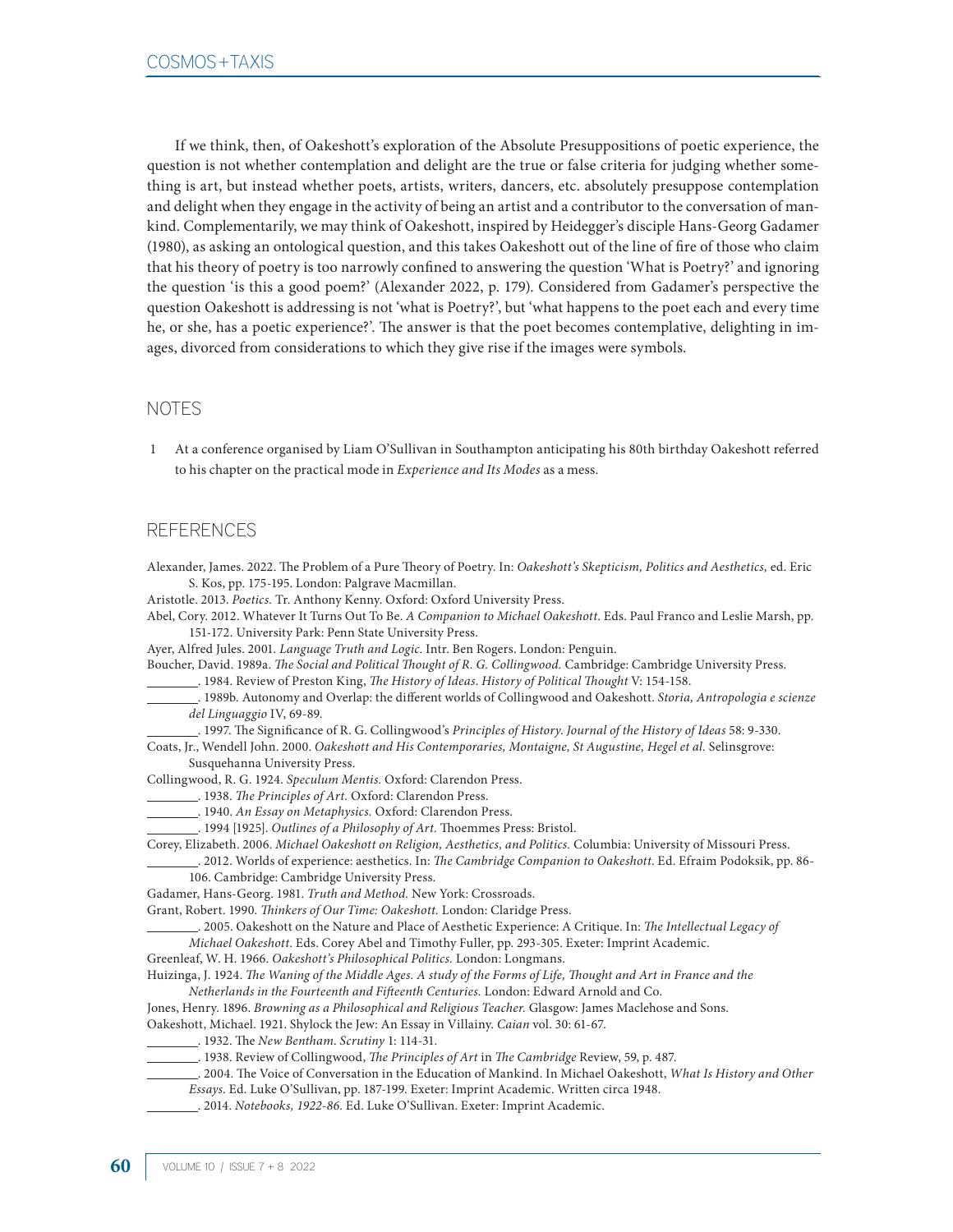If we think, then, of Oakeshott's exploration of the Absolute Presuppositions of poetic experience, the question is not whether contemplation and delight are the true or false criteria for judging whether something is art, but instead whether poets, artists, writers, dancers, etc. absolutely presuppose contemplation and delight when they engage in the activity of being an artist and a contributor to the conversation of mankind. Complementarily, we may think of Oakeshott, inspired by Heidegger's disciple Hans-Georg Gadamer (1980), as asking an ontological question, and this takes Oakeshott out of the line of fire of those who claim that his theory of poetry is too narrowly confined to answering the question 'What is Poetry?' and ignoring the question 'is this a good poem?' (Alexander 2022, p. 179). Considered from Gadamer's perspective the question Oakeshott is addressing is not 'what is Poetry?', but 'what happens to the poet each and every time he, or she, has a poetic experience?'. The answer is that the poet becomes contemplative, delighting in images, divorced from considerations to which they give rise if the images were symbols.

## NOTES

1 At a conference organised by Liam O'Sullivan in Southampton anticipating his 80th birthday Oakeshott referred to his chapter on the practical mode in *Experience and Its Modes* as a mess.

## REFERENCES

Alexander, James. 2022. The Problem of a Pure Theory of Poetry. In: *Oakeshott's Skepticism, Politics and Aesthetics,* ed. Eric S. Kos, pp. 175-195. London: Palgrave Macmillan.

Aristotle. 2013. *Poetics.* Tr. Anthony Kenny. Oxford: Oxford University Press.

Abel, Cory. 2012. Whatever It Turns Out To Be. *A Companion to Michael Oakeshott.* Eds. Paul Franco and Leslie Marsh, pp. 151-172. University Park: Penn State University Press.

Ayer, Alfred Jules. 2001. *Language Truth and Logic.* Intr. Ben Rogers. London: Penguin.

Boucher, David. 1989a. *The Social and Political Thought of R. G. Collingwood.* Cambridge: Cambridge University Press.

________. 1984. Review of Preston King, *The History of Ideas. History of Political Thought* V: 154-158.

________. 1989b. Autonomy and Overlap: the different worlds of Collingwood and Oakeshott. *Storia, Antropologia e scienze del Linguaggio* IV, 69-89.

________. 1997. The Significance of R. G. Collingwood's *Principles of History. Journal of the History of Ideas* 58: 9-330.

Coats, Jr., Wendell John. 2000. *Oakeshott and His Contemporaries, Montaigne, St Augustine, Hegel et al.* Selinsgrove: Susquehanna University Press.

Collingwood, R. G. 1924. *Speculum Mentis.* Oxford: Clarendon Press.

________. 1938. *The Principles of Art.* Oxford: Clarendon Press.

________. 1940. *An Essay on Metaphysics.* Oxford: Clarendon Press.

________. 1994 [1925]. *Outlines of a Philosophy of Art.* Thoemmes Press: Bristol.

Corey, Elizabeth. 2006. *Michael Oakeshott on Religion, Aesthetics, and Politics.* Columbia: University of Missouri Press.

________. 2012. Worlds of experience: aesthetics. In: *The Cambridge Companion to Oakeshott.* Ed. Efraim Podoksik, pp. 86-106. Cambridge: Cambridge University Press.

Gadamer, Hans-Georg. 1981. *Truth and Method.* New York: Crossroads.

Grant, Robert. 1990. *Thinkers of Our Time: Oakeshott.* London: Claridge Press.

________. 2005. Oakeshott on the Nature and Place of Aesthetic Experience: A Critique. In: *The Intellectual Legacy of Michael Oakeshott.* Eds. Corey Abel and Timothy Fuller, pp. 293-305. Exeter: Imprint Academic.

Greenleaf, W. H. 1966. *Oakeshott's Philosophical Politics.* London: Longmans.

Huizinga, J. 1924. *The Waning of the Middle Ages. A study of the Forms of Life, Thought and Art in France and the Netherlands in the Fourteenth and Fifteenth Centuries.* London: Edward Arnold and Co.

Jones, Henry. 1896. *Browning as a Philosophical and Religious Teacher.* Glasgow: James Maclehose and Sons.

Oakeshott, Michael. 1921. Shylock the Jew: An Essay in Villainy. *Caian* vol. 30: 61-67.

________. 1932. The *New Bentham. Scrutiny* 1: 114-31.

________. 1938. Review of Collingwood, *The Principles of Art* in *The Cambridge* Review, 59, p. 487.

________. 2004. The Voice of Conversation in the Education of Mankind. In Michael Oakeshott, *What Is History and Other Essays.* Ed. Luke O'Sullivan, pp. 187-199. Exeter: Imprint Academic. Written circa 1948.

________. 2014. *Notebooks, 1922-86.* Ed. Luke O'Sullivan. Exeter: Imprint Academic.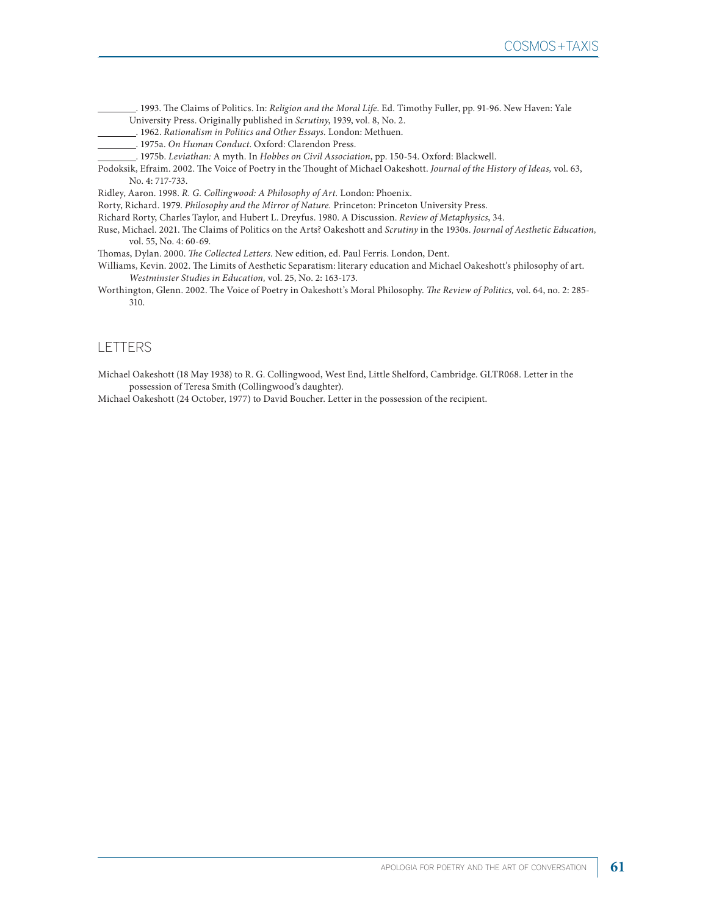\_\_\_\_\_\_\_\_. 1993. The Claims of Politics. In: *Religion and the Moral Life*. Ed. Timothy Fuller, pp. 91-96. New Haven: Yale University Press. Originally published in *Scrutiny*, 1939, vol. 8, No. 2.

\_\_\_\_\_\_\_\_. 1962. *Rationalism in Politics and Other Essays.* London: Methuen.

\_\_\_\_\_\_\_\_. 1975a. *On Human Conduct*. Oxford: Clarendon Press.

\_\_\_\_\_\_\_\_. 1975b. *Leviathan:* A myth. In *Hobbes on Civil Association*, pp. 150-54. Oxford: Blackwell.

Podoksik, Efraim. 2002. The Voice of Poetry in the Thought of Michael Oakeshott. *Journal of the History of Ideas,* vol. 63, No. 4: 717-733.

Ridley, Aaron. 1998. *R. G. Collingwood: A Philosophy of Art.* London: Phoenix.

Rorty, Richard. 1979. *Philosophy and the Mirror of Nature.* Princeton: Princeton University Press.

Richard Rorty, Charles Taylor, and Hubert L. Dreyfus. 1980. A Discussion. *Review of Metaphysics*, 34.

Ruse, Michael. 2021. The Claims of Politics on the Arts? Oakeshott and *Scrutiny* in the 1930s. *Journal of Aesthetic Education,* vol. 55, No. 4: 60-69.

Thomas, Dylan. 2000. *The Collected Letters*. New edition, ed. Paul Ferris. London, Dent.

Williams, Kevin. 2002. The Limits of Aesthetic Separatism: literary education and Michael Oakeshott's philosophy of art. *Westminster Studies in Education,* vol. 25, No. 2: 163-173.

Worthington, Glenn. 2002. The Voice of Poetry in Oakeshott's Moral Philosophy. *The Review of Politics,* vol. 64, no. 2: 285-310.

## LETTERS

Michael Oakeshott (18 May 1938) to R. G. Collingwood, West End, Little Shelford, Cambridge. GLTR068. Letter in the possession of Teresa Smith (Collingwood's daughter).

Michael Oakeshott (24 October, 1977) to David Boucher. Letter in the possession of the recipient.